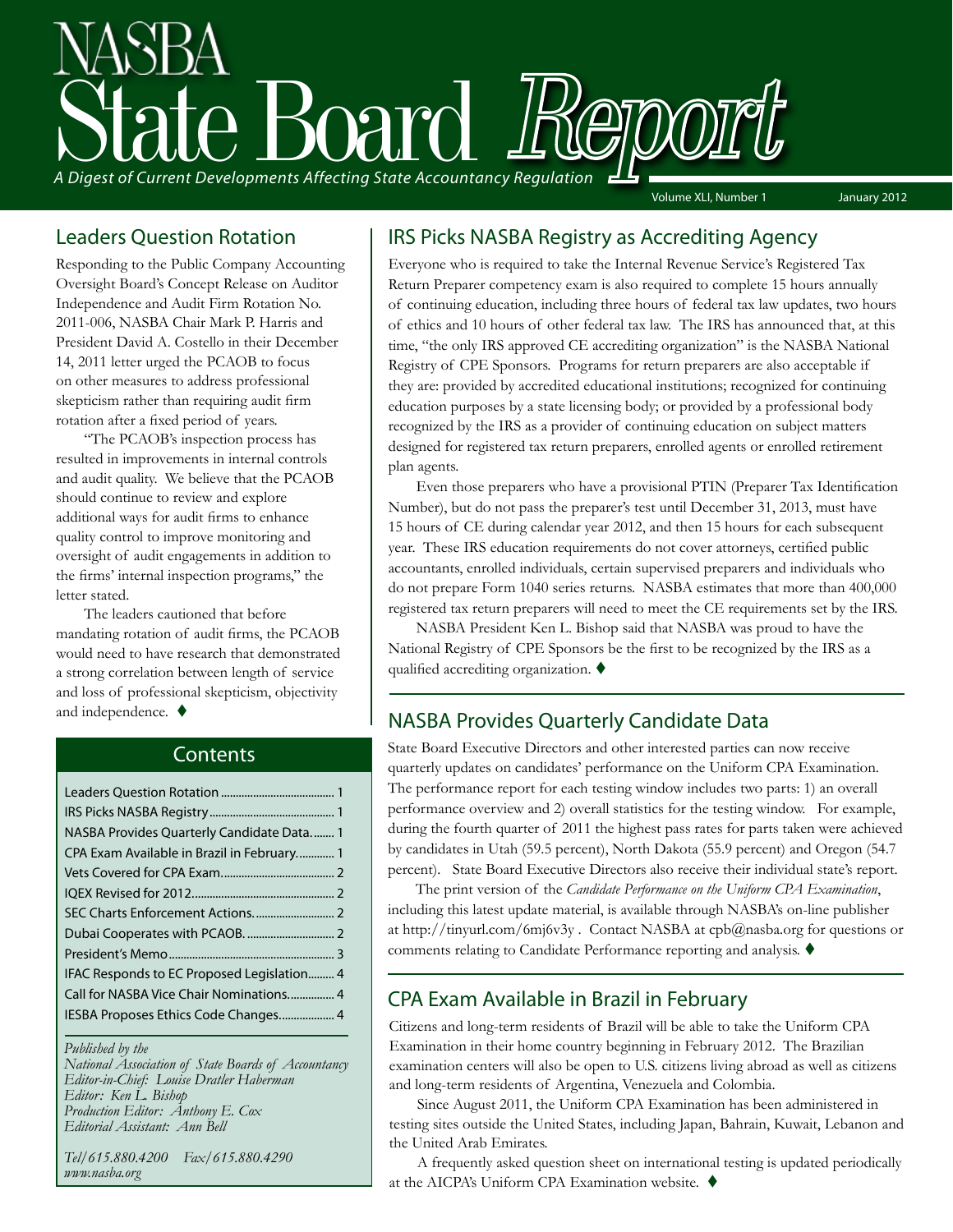# NASBA State Board Report

*A Digest of Current Developments Affecting State Accountancy Regulation*

Volume XLI, Number 1 — January 2012

## Leaders Question Rotation

Responding to the Public Company Accounting Oversight Board's Concept Release on Auditor Independence and Audit Firm Rotation No. 2011-006, NASBA Chair Mark P. Harris and President David A. Costello in their December 14, 2011 letter urged the PCAOB to focus on other measures to address professional skepticism rather than requiring audit firm rotation after a fixed period of years.

"The PCAOB's inspection process has resulted in improvements in internal controls and audit quality. We believe that the PCAOB should continue to review and explore additional ways for audit firms to enhance quality control to improve monitoring and oversight of audit engagements in addition to the firms' internal inspection programs," the letter stated.

The leaders cautioned that before mandating rotation of audit firms, the PCAOB would need to have research that demonstrated a strong correlation between length of service and loss of professional skepticism, objectivity and independence. ♦

## Contents

| | |
|---|---|
| Leaders Question Rotation | 1 |
| IRS Picks NASBA Registry | 1 |
| NASBA Provides Quarterly Candidate Data | 1 |
| CPA Exam Available in Brazil in February | 1 |
| Vets Covered for CPA Exam | 2 |
| IQEX Revised for 2012 | 2 |
| SEC Charts Enforcement Actions | 2 |
| Dubai Cooperates with PCAOB | 2 |
| President's Memo | 3 |
| IFAC Responds to EC Proposed Legislation | 4 |
| Call for NASBA Vice Chair Nominations | 4 |
| IESBA Proposes Ethics Code Changes | 4 |

*Published by the*
*National Association of State Boards of Accountancy*
*Editor-in-Chief: Louise Dratler Haberman*
*Editor: Ken L. Bishop*
*Production Editor: Anthony E. Cox*
*Editorial Assistant: Ann Bell*

*Tel/615.880.4200 Fax/615.880.4290*
*www.nasba.org*

## IRS Picks NASBA Registry as Accrediting Agency

Everyone who is required to take the Internal Revenue Service's Registered Tax Return Preparer competency exam is also required to complete 15 hours annually of continuing education, including three hours of federal tax law updates, two hours of ethics and 10 hours of other federal tax law. The IRS has announced that, at this time, "the only IRS approved CE accrediting organization" is the NASBA National Registry of CPE Sponsors. Programs for return preparers are also acceptable if they are: provided by accredited educational institutions; recognized for continuing education purposes by a state licensing body; or provided by a professional body recognized by the IRS as a provider of continuing education on subject matters designed for registered tax return preparers, enrolled agents or enrolled retirement plan agents.

Even those preparers who have a provisional PTIN (Preparer Tax Identification Number), but do not pass the preparer's test until December 31, 2013, must have 15 hours of CE during calendar year 2012, and then 15 hours for each subsequent year. These IRS education requirements do not cover attorneys, certified public accountants, enrolled individuals, certain supervised preparers and individuals who do not prepare Form 1040 series returns. NASBA estimates that more than 400,000 registered tax return preparers will need to meet the CE requirements set by the IRS.

NASBA President Ken L. Bishop said that NASBA was proud to have the National Registry of CPE Sponsors be the first to be recognized by the IRS as a qualified accrediting organization. ♦

## NASBA Provides Quarterly Candidate Data

State Board Executive Directors and other interested parties can now receive quarterly updates on candidates' performance on the Uniform CPA Examination. The performance report for each testing window includes two parts: 1) an overall performance overview and 2) overall statistics for the testing window. For example, during the fourth quarter of 2011 the highest pass rates for parts taken were achieved by candidates in Utah (59.5 percent), North Dakota (55.9 percent) and Oregon (54.7 percent). State Board Executive Directors also receive their individual state's report.

The print version of the *Candidate Performance on the Uniform CPA Examination*, including this latest update material, is available through NASBA's on-line publisher at http://tinyurl.com/6mj6v3y . Contact NASBA at cpb@nasba.org for questions or comments relating to Candidate Performance reporting and analysis. ♦

## CPA Exam Available in Brazil in February

Citizens and long-term residents of Brazil will be able to take the Uniform CPA Examination in their home country beginning in February 2012. The Brazilian examination centers will also be open to U.S. citizens living abroad as well as citizens and long-term residents of Argentina, Venezuela and Colombia.

Since August 2011, the Uniform CPA Examination has been administered in testing sites outside the United States, including Japan, Bahrain, Kuwait, Lebanon and the United Arab Emirates.

A frequently asked question sheet on international testing is updated periodically at the AICPA's Uniform CPA Examination website. ♦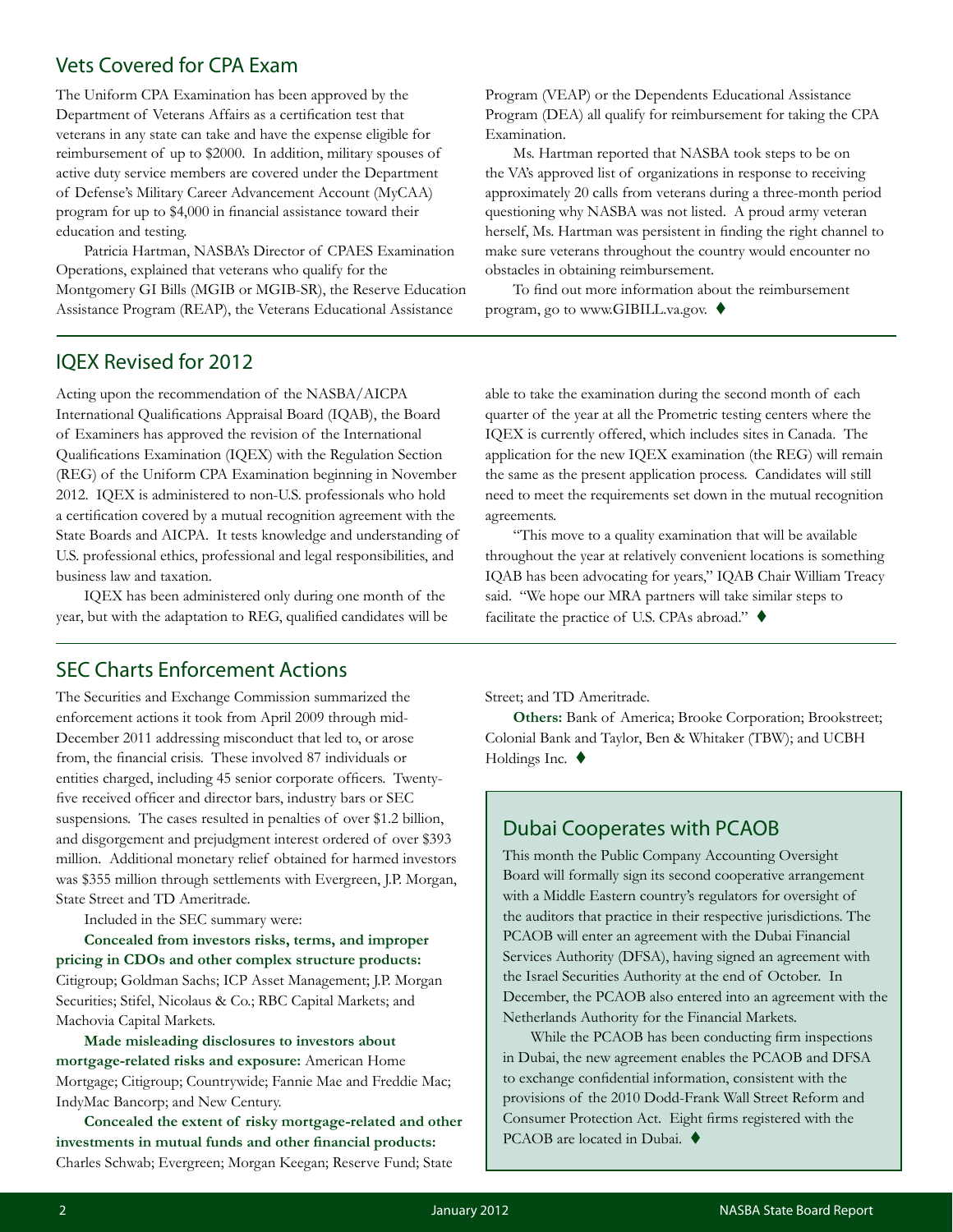## Vets Covered for CPA Exam

The Uniform CPA Examination has been approved by the Department of Veterans Affairs as a certification test that veterans in any state can take and have the expense eligible for reimbursement of up to $2000. In addition, military spouses of active duty service members are covered under the Department of Defense's Military Career Advancement Account (MyCAA) program for up to $4,000 in financial assistance toward their education and testing.

Patricia Hartman, NASBA's Director of CPAES Examination Operations, explained that veterans who qualify for the Montgomery GI Bills (MGIB or MGIB-SR), the Reserve Education Assistance Program (REAP), the Veterans Educational Assistance Program (VEAP) or the Dependents Educational Assistance Program (DEA) all qualify for reimbursement for taking the CPA Examination.

Ms. Hartman reported that NASBA took steps to be on the VA's approved list of organizations in response to receiving approximately 20 calls from veterans during a three-month period questioning why NASBA was not listed. A proud army veteran herself, Ms. Hartman was persistent in finding the right channel to make sure veterans throughout the country would encounter no obstacles in obtaining reimbursement.

To find out more information about the reimbursement program, go to www.GIBILL.va.gov. ♦

## IQEX Revised for 2012

Acting upon the recommendation of the NASBA/AICPA International Qualifications Appraisal Board (IQAB), the Board of Examiners has approved the revision of the International Qualifications Examination (IQEX) with the Regulation Section (REG) of the Uniform CPA Examination beginning in November 2012. IQEX is administered to non-U.S. professionals who hold a certification covered by a mutual recognition agreement with the State Boards and AICPA. It tests knowledge and understanding of U.S. professional ethics, professional and legal responsibilities, and business law and taxation.

IQEX has been administered only during one month of the year, but with the adaptation to REG, qualified candidates will be able to take the examination during the second month of each quarter of the year at all the Prometric testing centers where the IQEX is currently offered, which includes sites in Canada. The application for the new IQEX examination (the REG) will remain the same as the present application process. Candidates will still need to meet the requirements set down in the mutual recognition agreements.

"This move to a quality examination that will be available throughout the year at relatively convenient locations is something IQAB has been advocating for years," IQAB Chair William Treacy said. "We hope our MRA partners will take similar steps to facilitate the practice of U.S. CPAs abroad." ♦

## SEC Charts Enforcement Actions

The Securities and Exchange Commission summarized the enforcement actions it took from April 2009 through mid-December 2011 addressing misconduct that led to, or arose from, the financial crisis. These involved 87 individuals or entities charged, including 45 senior corporate officers. Twenty-five received officer and director bars, industry bars or SEC suspensions. The cases resulted in penalties of over $1.2 billion, and disgorgement and prejudgment interest ordered of over $393 million. Additional monetary relief obtained for harmed investors was $355 million through settlements with Evergreen, J.P. Morgan, State Street and TD Ameritrade.

Included in the SEC summary were:

**Concealed from investors risks, terms, and improper pricing in CDOs and other complex structure products:** Citigroup; Goldman Sachs; ICP Asset Management; J.P. Morgan Securities; Stifel, Nicolaus & Co.; RBC Capital Markets; and Machovia Capital Markets.

**Made misleading disclosures to investors about mortgage-related risks and exposure:** American Home Mortgage; Citigroup; Countrywide; Fannie Mae and Freddie Mac; IndyMac Bancorp; and New Century.

**Concealed the extent of risky mortgage-related and other investments in mutual funds and other financial products:** Charles Schwab; Evergreen; Morgan Keegan; Reserve Fund; State Street; and TD Ameritrade.

**Others:** Bank of America; Brooke Corporation; Brookstreet; Colonial Bank and Taylor, Ben & Whitaker (TBW); and UCBH Holdings Inc. ♦

## Dubai Cooperates with PCAOB

This month the Public Company Accounting Oversight Board will formally sign its second cooperative arrangement with a Middle Eastern country's regulators for oversight of the auditors that practice in their respective jurisdictions. The PCAOB will enter an agreement with the Dubai Financial Services Authority (DFSA), having signed an agreement with the Israel Securities Authority at the end of October. In December, the PCAOB also entered into an agreement with the Netherlands Authority for the Financial Markets.

While the PCAOB has been conducting firm inspections in Dubai, the new agreement enables the PCAOB and DFSA to exchange confidential information, consistent with the provisions of the 2010 Dodd-Frank Wall Street Reform and Consumer Protection Act. Eight firms registered with the PCAOB are located in Dubai. ♦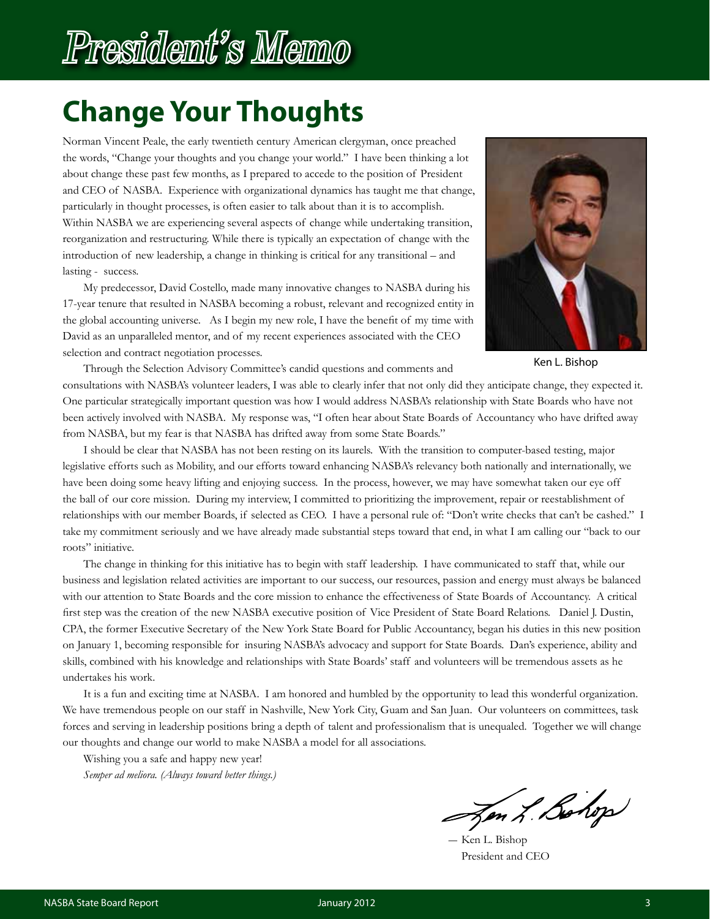# President's Memo

## Change Your Thoughts

Norman Vincent Peale, the early twentieth century American clergyman, once preached the words, "Change your thoughts and you change your world." I have been thinking a lot about change these past few months, as I prepared to accede to the position of President and CEO of NASBA. Experience with organizational dynamics has taught me that change, particularly in thought processes, is often easier to talk about than it is to accomplish. Within NASBA we are experiencing several aspects of change while undertaking transition, reorganization and restructuring. While there is typically an expectation of change with the introduction of new leadership, a change in thinking is critical for any transitional – and lasting - success.

My predecessor, David Costello, made many innovative changes to NASBA during his 17-year tenure that resulted in NASBA becoming a robust, relevant and recognized entity in the global accounting universe. As I begin my new role, I have the benefit of my time with David as an unparalleled mentor, and of my recent experiences associated with the CEO selection and contract negotiation processes.

Ken L. Bishop

Through the Selection Advisory Committee's candid questions and comments and consultations with NASBA's volunteer leaders, I was able to clearly infer that not only did they anticipate change, they expected it. One particular strategically important question was how I would address NASBA's relationship with State Boards who have not been actively involved with NASBA. My response was, "I often hear about State Boards of Accountancy who have drifted away from NASBA, but my fear is that NASBA has drifted away from some State Boards."

I should be clear that NASBA has not been resting on its laurels. With the transition to computer-based testing, major legislative efforts such as Mobility, and our efforts toward enhancing NASBA's relevancy both nationally and internationally, we have been doing some heavy lifting and enjoying success. In the process, however, we may have somewhat taken our eye off the ball of our core mission. During my interview, I committed to prioritizing the improvement, repair or reestablishment of relationships with our member Boards, if selected as CEO. I have a personal rule of: "Don't write checks that can't be cashed." I take my commitment seriously and we have already made substantial steps toward that end, in what I am calling our "back to our roots" initiative.

The change in thinking for this initiative has to begin with staff leadership. I have communicated to staff that, while our business and legislation related activities are important to our success, our resources, passion and energy must always be balanced with our attention to State Boards and the core mission to enhance the effectiveness of State Boards of Accountancy. A critical first step was the creation of the new NASBA executive position of Vice President of State Board Relations. Daniel J. Dustin, CPA, the former Executive Secretary of the New York State Board for Public Accountancy, began his duties in this new position on January 1, becoming responsible for insuring NASBA's advocacy and support for State Boards. Dan's experience, ability and skills, combined with his knowledge and relationships with State Boards' staff and volunteers will be tremendous assets as he undertakes his work.

It is a fun and exciting time at NASBA. I am honored and humbled by the opportunity to lead this wonderful organization. We have tremendous people on our staff in Nashville, New York City, Guam and San Juan. Our volunteers on committees, task forces and serving in leadership positions bring a depth of talent and professionalism that is unequaled. Together we will change our thoughts and change our world to make NASBA a model for all associations.

Wishing you a safe and happy new year!

*Semper ad meliora. (Always toward better things.)*

— Ken L. Bishop
President and CEO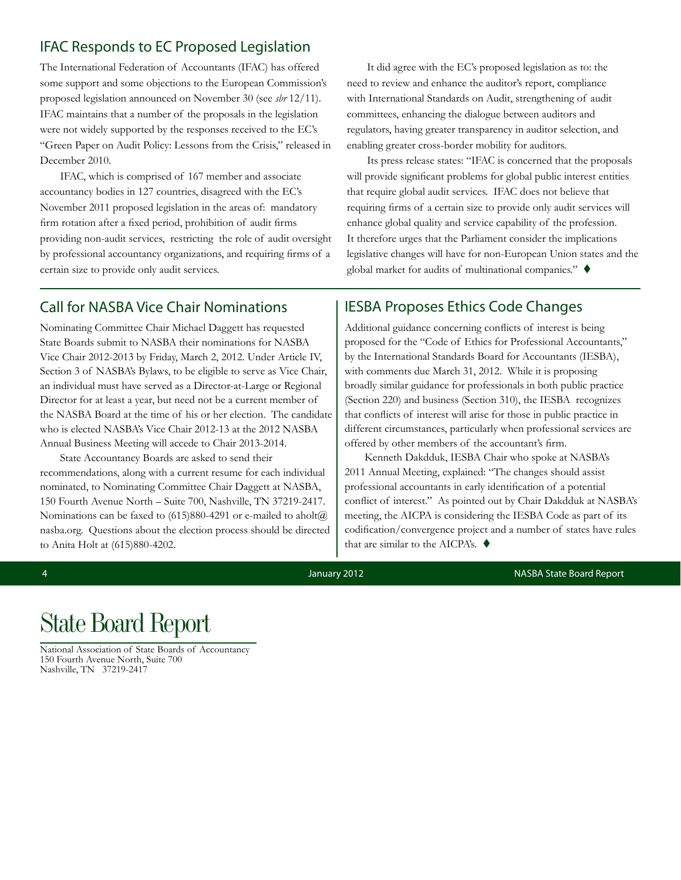## IFAC Responds to EC Proposed Legislation

The International Federation of Accountants (IFAC) has offered some support and some objections to the European Commission's proposed legislation announced on November 30 (see *sbr* 12/11). IFAC maintains that a number of the proposals in the legislation were not widely supported by the responses received to the EC's "Green Paper on Audit Policy: Lessons from the Crisis," released in December 2010.

IFAC, which is comprised of 167 member and associate accountancy bodies in 127 countries, disagreed with the EC's November 2011 proposed legislation in the areas of: mandatory firm rotation after a fixed period, prohibition of audit firms providing non-audit services, restricting the role of audit oversight by professional accountancy organizations, and requiring firms of a certain size to provide only audit services.

It did agree with the EC's proposed legislation as to: the need to review and enhance the auditor's report, compliance with International Standards on Audit, strengthening of audit committees, enhancing the dialogue between auditors and regulators, having greater transparency in auditor selection, and enabling greater cross-border mobility for auditors.

Its press release states: "IFAC is concerned that the proposals will provide significant problems for global public interest entities that require global audit services. IFAC does not believe that requiring firms of a certain size to provide only audit services will enhance global quality and service capability of the profession. It therefore urges that the Parliament consider the implications legislative changes will have for non-European Union states and the global market for audits of multinational companies." ♦

## Call for NASBA Vice Chair Nominations

Nominating Committee Chair Michael Daggett has requested State Boards submit to NASBA their nominations for NASBA Vice Chair 2012-2013 by Friday, March 2, 2012. Under Article IV, Section 3 of NASBA's Bylaws, to be eligible to serve as Vice Chair, an individual must have served as a Director-at-Large or Regional Director for at least a year, but need not be a current member of the NASBA Board at the time of his or her election. The candidate who is elected NASBA's Vice Chair 2012-13 at the 2012 NASBA Annual Business Meeting will accede to Chair 2013-2014.

State Accountancy Boards are asked to send their recommendations, along with a current resume for each individual nominated, to Nominating Committee Chair Daggett at NASBA, 150 Fourth Avenue North – Suite 700, Nashville, TN 37219-2417. Nominations can be faxed to (615)880-4291 or e-mailed to aholt@nasba.org. Questions about the election process should be directed to Anita Holt at (615)880-4202.

## IESBA Proposes Ethics Code Changes

Additional guidance concerning conflicts of interest is being proposed for the "Code of Ethics for Professional Accountants," by the International Standards Board for Accountants (IESBA), with comments due March 31, 2012. While it is proposing broadly similar guidance for professionals in both public practice (Section 220) and business (Section 310), the IESBA recognizes that conflicts of interest will arise for those in public practice in different circumstances, particularly when professional services are offered by other members of the accountant's firm.

Kenneth Dakdduk, IESBA Chair who spoke at NASBA's 2011 Annual Meeting, explained: "The changes should assist professional accountants in early identification of a potential conflict of interest." As pointed out by Chair Dakdduk at NASBA's meeting, the AICPA is considering the IESBA Code as part of its codification/convergence project and a number of states have rules that are similar to the AICPA's. ♦

# State Board Report

National Association of State Boards of Accountancy
150 Fourth Avenue North, Suite 700
Nashville, TN 37219-2417